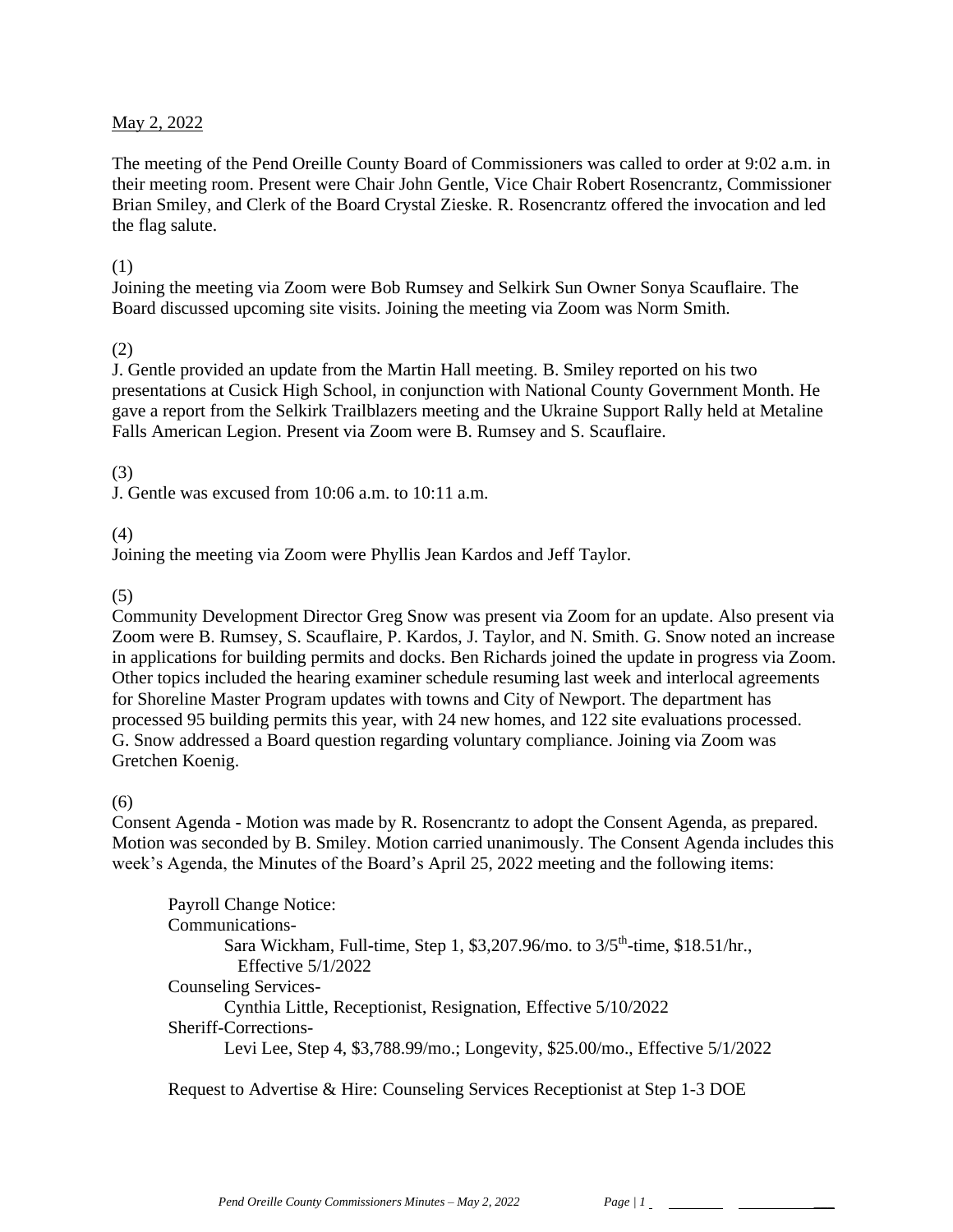May 2, 2022

The meeting of the Pend Oreille County Board of Commissioners was called to order at 9:02 a.m. in their meeting room. Present were Chair John Gentle, Vice Chair Robert Rosencrantz, Commissioner Brian Smiley, and Clerk of the Board Crystal Zieske. R. Rosencrantz offered the invocation and led the flag salute.

(1)
Joining the meeting via Zoom were Bob Rumsey and Selkirk Sun Owner Sonya Scauflaire. The Board discussed upcoming site visits. Joining the meeting via Zoom was Norm Smith.

(2)
J. Gentle provided an update from the Martin Hall meeting. B. Smiley reported on his two presentations at Cusick High School, in conjunction with National County Government Month. He gave a report from the Selkirk Trailblazers meeting and the Ukraine Support Rally held at Metaline Falls American Legion. Present via Zoom were B. Rumsey and S. Scauflaire.

(3)
J. Gentle was excused from 10:06 a.m. to 10:11 a.m.

(4)
Joining the meeting via Zoom were Phyllis Jean Kardos and Jeff Taylor.

(5)
Community Development Director Greg Snow was present via Zoom for an update. Also present via Zoom were B. Rumsey, S. Scauflaire, P. Kardos, J. Taylor, and N. Smith. G. Snow noted an increase in applications for building permits and docks. Ben Richards joined the update in progress via Zoom. Other topics included the hearing examiner schedule resuming last week and interlocal agreements for Shoreline Master Program updates with towns and City of Newport. The department has processed 95 building permits this year, with 24 new homes, and 122 site evaluations processed. G. Snow addressed a Board question regarding voluntary compliance. Joining via Zoom was Gretchen Koenig.

(6)
Consent Agenda - Motion was made by R. Rosencrantz to adopt the Consent Agenda, as prepared. Motion was seconded by B. Smiley. Motion carried unanimously. The Consent Agenda includes this week's Agenda, the Minutes of the Board's April 25, 2022 meeting and the following items:

Payroll Change Notice:
Communications-
Sara Wickham, Full-time, Step 1, $3,207.96/mo. to 3/5th-time, $18.51/hr., Effective 5/1/2022
Counseling Services-
Cynthia Little, Receptionist, Resignation, Effective 5/10/2022
Sheriff-Corrections-
Levi Lee, Step 4, $3,788.99/mo.; Longevity, $25.00/mo., Effective 5/1/2022

Request to Advertise & Hire: Counseling Services Receptionist at Step 1-3 DOE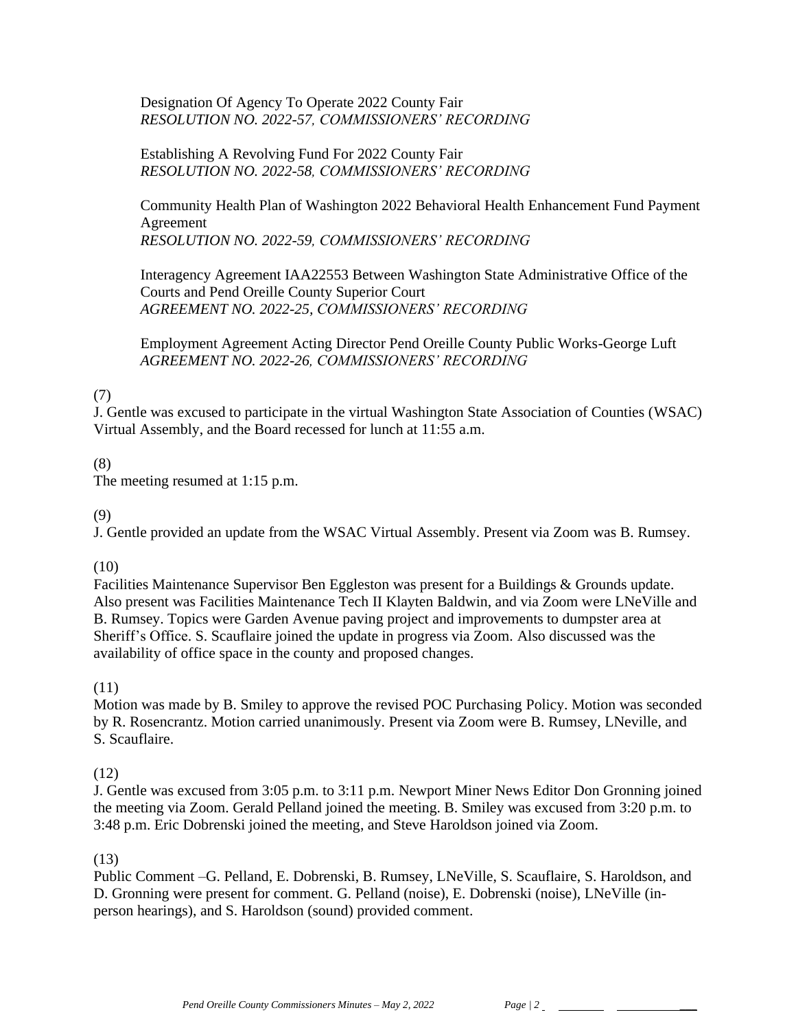Designation Of Agency To Operate 2022 County Fair
*RESOLUTION NO. 2022-57, COMMISSIONERS' RECORDING*

Establishing A Revolving Fund For 2022 County Fair
*RESOLUTION NO. 2022-58, COMMISSIONERS' RECORDING*

Community Health Plan of Washington 2022 Behavioral Health Enhancement Fund Payment Agreement
*RESOLUTION NO. 2022-59, COMMISSIONERS' RECORDING*

Interagency Agreement IAA22553 Between Washington State Administrative Office of the Courts and Pend Oreille County Superior Court
*AGREEMENT NO. 2022-25, COMMISSIONERS' RECORDING*

Employment Agreement Acting Director Pend Oreille County Public Works-George Luft
*AGREEMENT NO. 2022-26, COMMISSIONERS' RECORDING*

(7)
J. Gentle was excused to participate in the virtual Washington State Association of Counties (WSAC) Virtual Assembly, and the Board recessed for lunch at 11:55 a.m.

(8)
The meeting resumed at 1:15 p.m.

(9)
J. Gentle provided an update from the WSAC Virtual Assembly. Present via Zoom was B. Rumsey.

(10)
Facilities Maintenance Supervisor Ben Eggleston was present for a Buildings & Grounds update. Also present was Facilities Maintenance Tech II Klayten Baldwin, and via Zoom were LNeVille and B. Rumsey. Topics were Garden Avenue paving project and improvements to dumpster area at Sheriff's Office. S. Scauflaire joined the update in progress via Zoom. Also discussed was the availability of office space in the county and proposed changes.

(11)
Motion was made by B. Smiley to approve the revised POC Purchasing Policy. Motion was seconded by R. Rosencrantz. Motion carried unanimously. Present via Zoom were B. Rumsey, LNeville, and S. Scauflaire.

(12)
J. Gentle was excused from 3:05 p.m. to 3:11 p.m. Newport Miner News Editor Don Gronning joined the meeting via Zoom. Gerald Pelland joined the meeting. B. Smiley was excused from 3:20 p.m. to 3:48 p.m. Eric Dobrenski joined the meeting, and Steve Haroldson joined via Zoom.

(13)
Public Comment –G. Pelland, E. Dobrenski, B. Rumsey, LNeVille, S. Scauflaire, S. Haroldson, and D. Gronning were present for comment. G. Pelland (noise), E. Dobrenski (noise), LNeVille (in-person hearings), and S. Haroldson (sound) provided comment.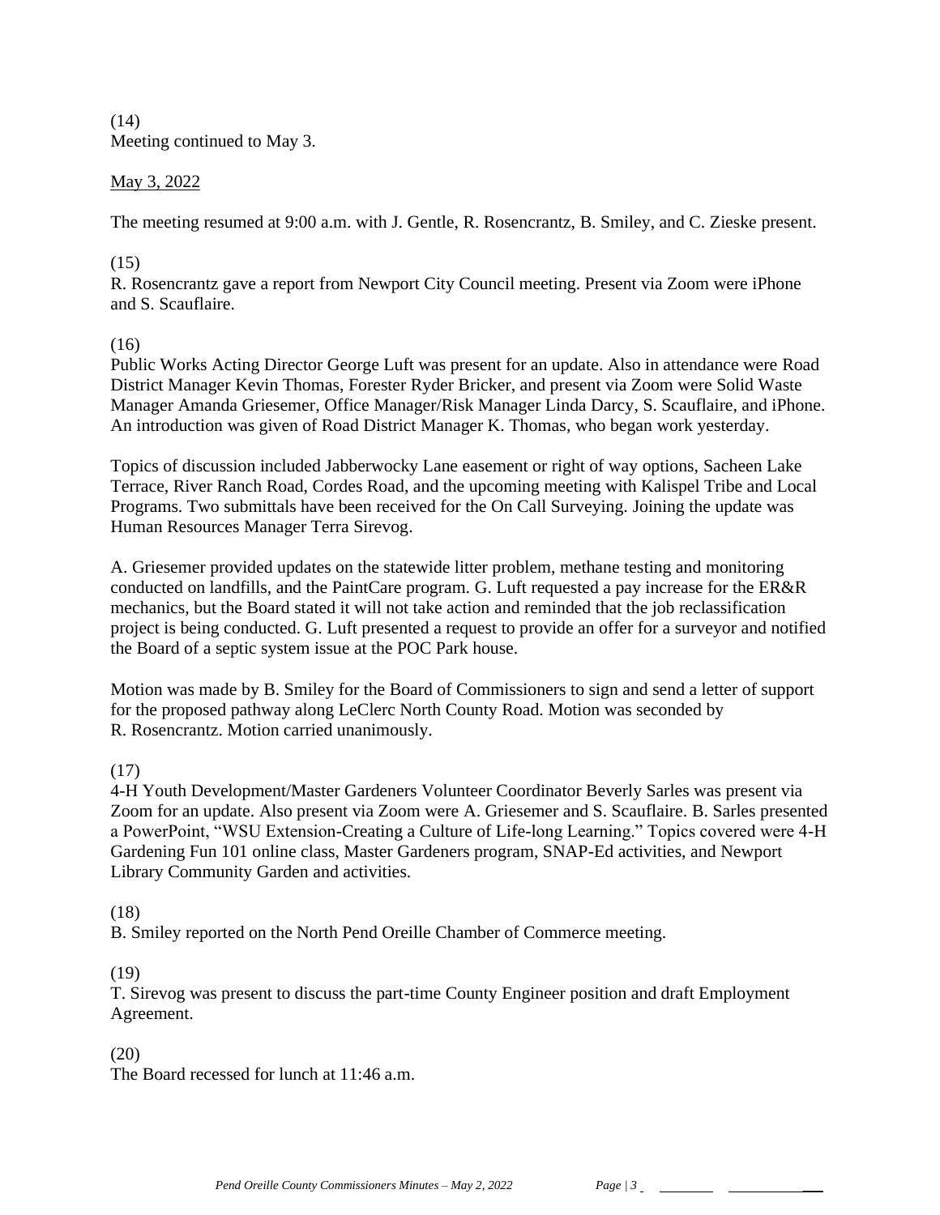(14)
Meeting continued to May 3.

May 3, 2022

The meeting resumed at 9:00 a.m. with J. Gentle, R. Rosencrantz, B. Smiley, and C. Zieske present.

(15)
R. Rosencrantz gave a report from Newport City Council meeting. Present via Zoom were iPhone and S. Scauflaire.

(16)
Public Works Acting Director George Luft was present for an update. Also in attendance were Road District Manager Kevin Thomas, Forester Ryder Bricker, and present via Zoom were Solid Waste Manager Amanda Griesemer, Office Manager/Risk Manager Linda Darcy, S. Scauflaire, and iPhone. An introduction was given of Road District Manager K. Thomas, who began work yesterday.

Topics of discussion included Jabberwocky Lane easement or right of way options, Sacheen Lake Terrace, River Ranch Road, Cordes Road, and the upcoming meeting with Kalispel Tribe and Local Programs. Two submittals have been received for the On Call Surveying. Joining the update was Human Resources Manager Terra Sirevog.

A. Griesemer provided updates on the statewide litter problem, methane testing and monitoring conducted on landfills, and the PaintCare program. G. Luft requested a pay increase for the ER&R mechanics, but the Board stated it will not take action and reminded that the job reclassification project is being conducted. G. Luft presented a request to provide an offer for a surveyor and notified the Board of a septic system issue at the POC Park house.

Motion was made by B. Smiley for the Board of Commissioners to sign and send a letter of support for the proposed pathway along LeClerc North County Road. Motion was seconded by R. Rosencrantz. Motion carried unanimously.

(17)
4-H Youth Development/Master Gardeners Volunteer Coordinator Beverly Sarles was present via Zoom for an update. Also present via Zoom were A. Griesemer and S. Scauflaire. B. Sarles presented a PowerPoint, "WSU Extension-Creating a Culture of Life-long Learning." Topics covered were 4-H Gardening Fun 101 online class, Master Gardeners program, SNAP-Ed activities, and Newport Library Community Garden and activities.

(18)
B. Smiley reported on the North Pend Oreille Chamber of Commerce meeting.

(19)
T. Sirevog was present to discuss the part-time County Engineer position and draft Employment Agreement.

(20)
The Board recessed for lunch at 11:46 a.m.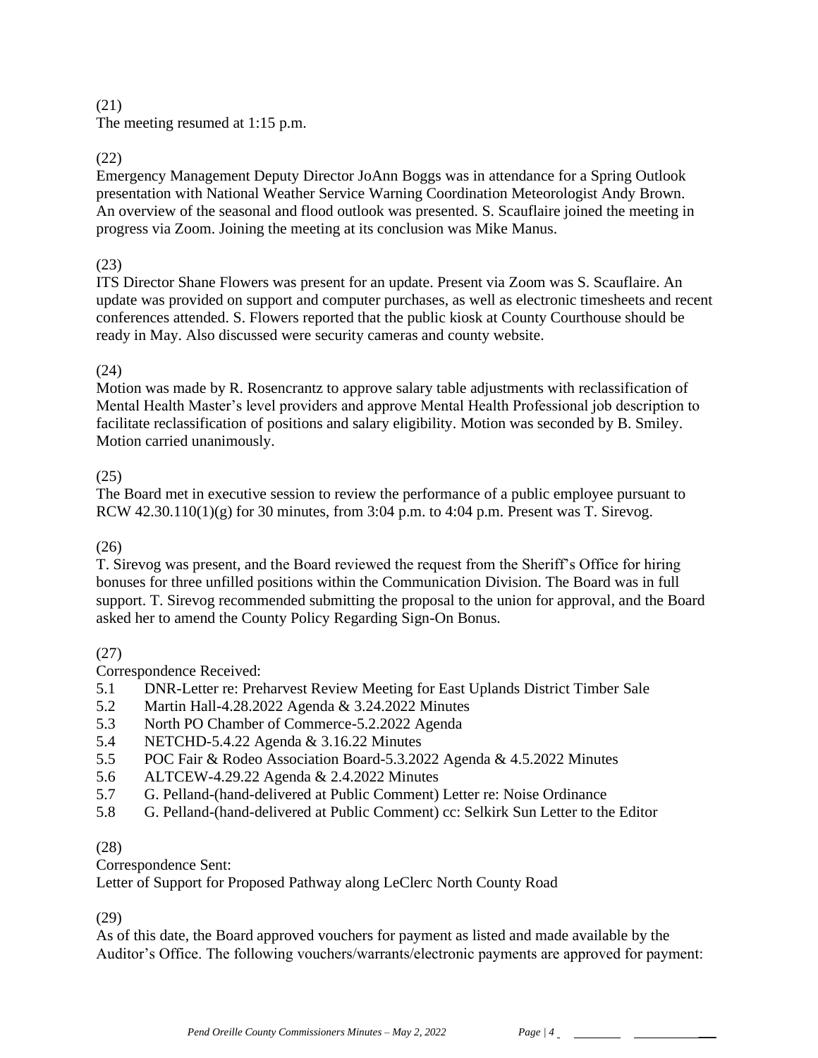(21)
The meeting resumed at 1:15 p.m.

(22)
Emergency Management Deputy Director JoAnn Boggs was in attendance for a Spring Outlook presentation with National Weather Service Warning Coordination Meteorologist Andy Brown. An overview of the seasonal and flood outlook was presented. S. Scauflaire joined the meeting in progress via Zoom. Joining the meeting at its conclusion was Mike Manus.

(23)
ITS Director Shane Flowers was present for an update. Present via Zoom was S. Scauflaire. An update was provided on support and computer purchases, as well as electronic timesheets and recent conferences attended. S. Flowers reported that the public kiosk at County Courthouse should be ready in May. Also discussed were security cameras and county website.

(24)
Motion was made by R. Rosencrantz to approve salary table adjustments with reclassification of Mental Health Master's level providers and approve Mental Health Professional job description to facilitate reclassification of positions and salary eligibility. Motion was seconded by B. Smiley. Motion carried unanimously.

(25)
The Board met in executive session to review the performance of a public employee pursuant to RCW 42.30.110(1)(g) for 30 minutes, from 3:04 p.m. to 4:04 p.m. Present was T. Sirevog.

(26)
T. Sirevog was present, and the Board reviewed the request from the Sheriff's Office for hiring bonuses for three unfilled positions within the Communication Division. The Board was in full support. T. Sirevog recommended submitting the proposal to the union for approval, and the Board asked her to amend the County Policy Regarding Sign-On Bonus.

(27)
Correspondence Received:
5.1 DNR-Letter re: Preharvest Review Meeting for East Uplands District Timber Sale
5.2 Martin Hall-4.28.2022 Agenda & 3.24.2022 Minutes
5.3 North PO Chamber of Commerce-5.2.2022 Agenda
5.4 NETCHD-5.4.22 Agenda & 3.16.22 Minutes
5.5 POC Fair & Rodeo Association Board-5.3.2022 Agenda & 4.5.2022 Minutes
5.6 ALTCEW-4.29.22 Agenda & 2.4.2022 Minutes
5.7 G. Pelland-(hand-delivered at Public Comment) Letter re: Noise Ordinance
5.8 G. Pelland-(hand-delivered at Public Comment) cc: Selkirk Sun Letter to the Editor

(28)
Correspondence Sent:
Letter of Support for Proposed Pathway along LeClerc North County Road

(29)
As of this date, the Board approved vouchers for payment as listed and made available by the Auditor's Office. The following vouchers/warrants/electronic payments are approved for payment: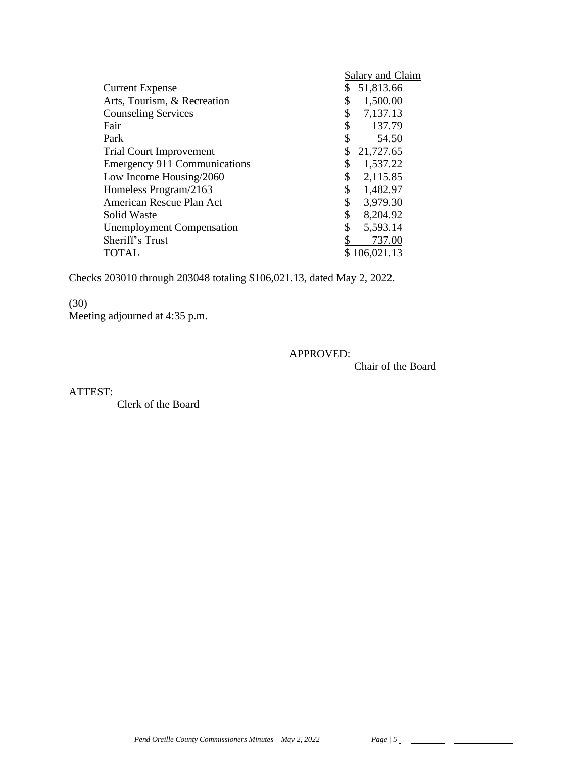| | Salary and Claim |
|---|---|
| Current Expense | $ 51,813.66 |
| Arts, Tourism, & Recreation | $ 1,500.00 |
| Counseling Services | $ 7,137.13 |
| Fair | $ 137.79 |
| Park | $ 54.50 |
| Trial Court Improvement | $ 21,727.65 |
| Emergency 911 Communications | $ 1,537.22 |
| Low Income Housing/2060 | $ 2,115.85 |
| Homeless Program/2163 | $ 1,482.97 |
| American Rescue Plan Act | $ 3,979.30 |
| Solid Waste | $ 8,204.92 |
| Unemployment Compensation | $ 5,593.14 |
| Sheriff's Trust | $ 737.00 |
| TOTAL | $ 106,021.13 |

Checks 203010 through 203048 totaling $106,021.13, dated May 2, 2022.

(30)
Meeting adjourned at 4:35 p.m.

APPROVED: ______________________________
Chair of the Board

ATTEST: ______________________________
Clerk of the Board